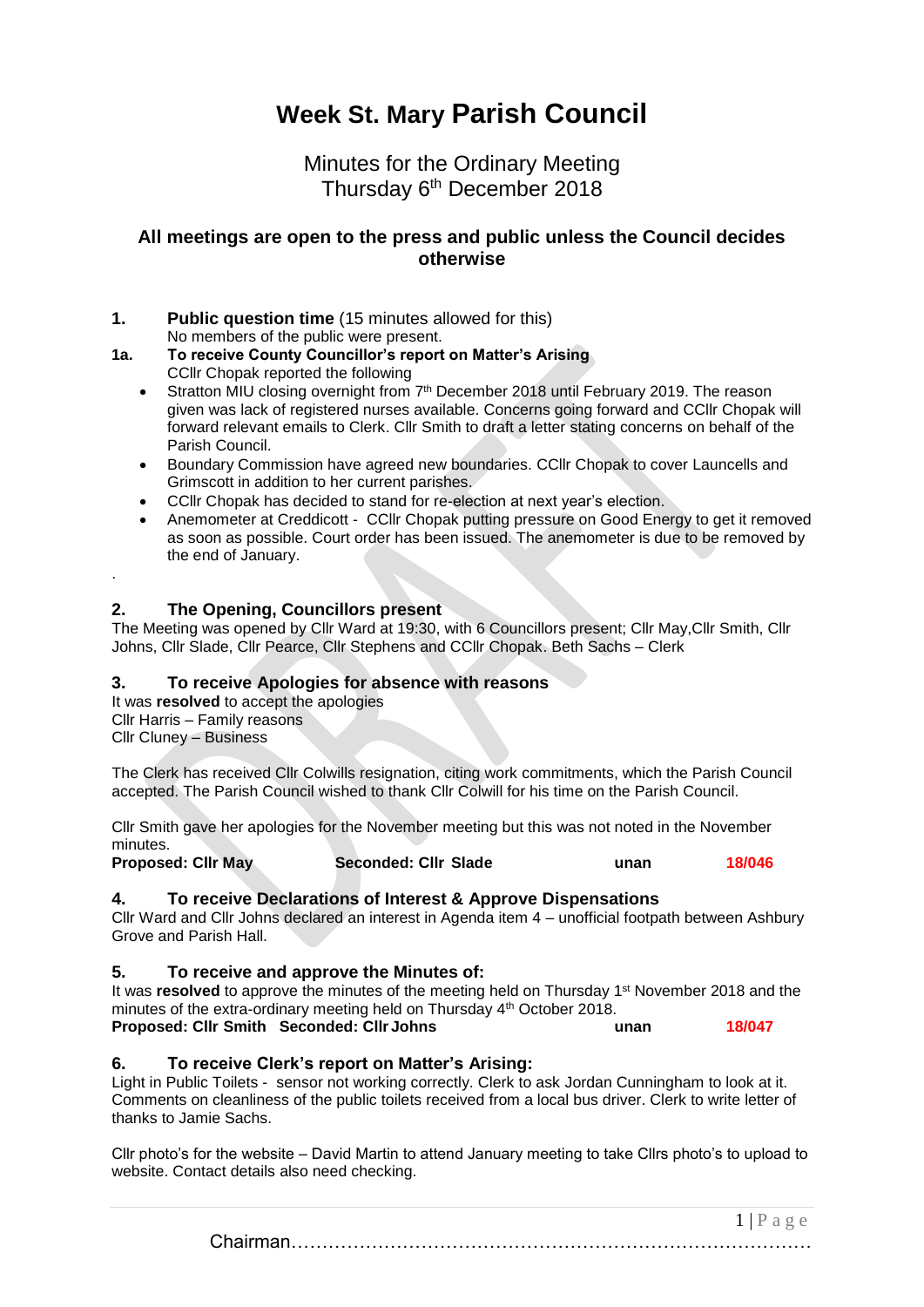# Week St. Mary Parish Council

## Minutes for the Ordinary Meeting
## Thursday 6th December 2018

### All meetings are open to the press and public unless the Council decides otherwise

**1. Public question time** (15 minutes allowed for this)
No members of the public were present.

**1a. To receive County Councillor's report on Matter's Arising**
CCllr Chopak reported the following

- Stratton MIU closing overnight from 7th December 2018 until February 2019. The reason given was lack of registered nurses available. Concerns going forward and CCllr Chopak will forward relevant emails to Clerk. Cllr Smith to draft a letter stating concerns on behalf of the Parish Council.
- Boundary Commission have agreed new boundaries. CCllr Chopak to cover Launcells and Grimscott in addition to her current parishes.
- CCllr Chopak has decided to stand for re-election at next year's election.
- Anemometer at Creddicott - CCllr Chopak putting pressure on Good Energy to get it removed as soon as possible. Court order has been issued. The anemometer is due to be removed by the end of January.

.

## 2. The Opening, Councillors present

The Meeting was opened by Cllr Ward at 19:30, with 6 Councillors present; Cllr May,Cllr Smith, Cllr Johns, Cllr Slade, Cllr Pearce, Cllr Stephens and CCllr Chopak. Beth Sachs – Clerk

## 3. To receive Apologies for absence with reasons

It was **resolved** to accept the apologies
Cllr Harris – Family reasons
Cllr Cluney – Business

The Clerk has received Cllr Colwills resignation, citing work commitments, which the Parish Council accepted. The Parish Council wished to thank Cllr Colwill for his time on the Parish Council.

Cllr Smith gave her apologies for the November meeting but this was not noted in the November minutes.

| **Proposed: Cllr May** | **Seconded: Cllr Slade** | **unan** | **18/046** |
|---|---|---|---|

## 4. To receive Declarations of Interest & Approve Dispensations

Cllr Ward and Cllr Johns declared an interest in Agenda item 4 – unofficial footpath between Ashbury Grove and Parish Hall.

## 5. To receive and approve the Minutes of:

It was **resolved** to approve the minutes of the meeting held on Thursday 1st November 2018 and the minutes of the extra-ordinary meeting held on Thursday 4th October 2018.

| **Proposed: Cllr Smith** | **Seconded: Cllr Johns** | **unan** | **18/047** |
|---|---|---|---|

## 6. To receive Clerk's report on Matter's Arising:

Light in Public Toilets - sensor not working correctly. Clerk to ask Jordan Cunningham to look at it. Comments on cleanliness of the public toilets received from a local bus driver. Clerk to write letter of thanks to Jamie Sachs.

Cllr photo's for the website – David Martin to attend January meeting to take Cllrs photo's to upload to website. Contact details also need checking.

Chairman…………………………………………………………………………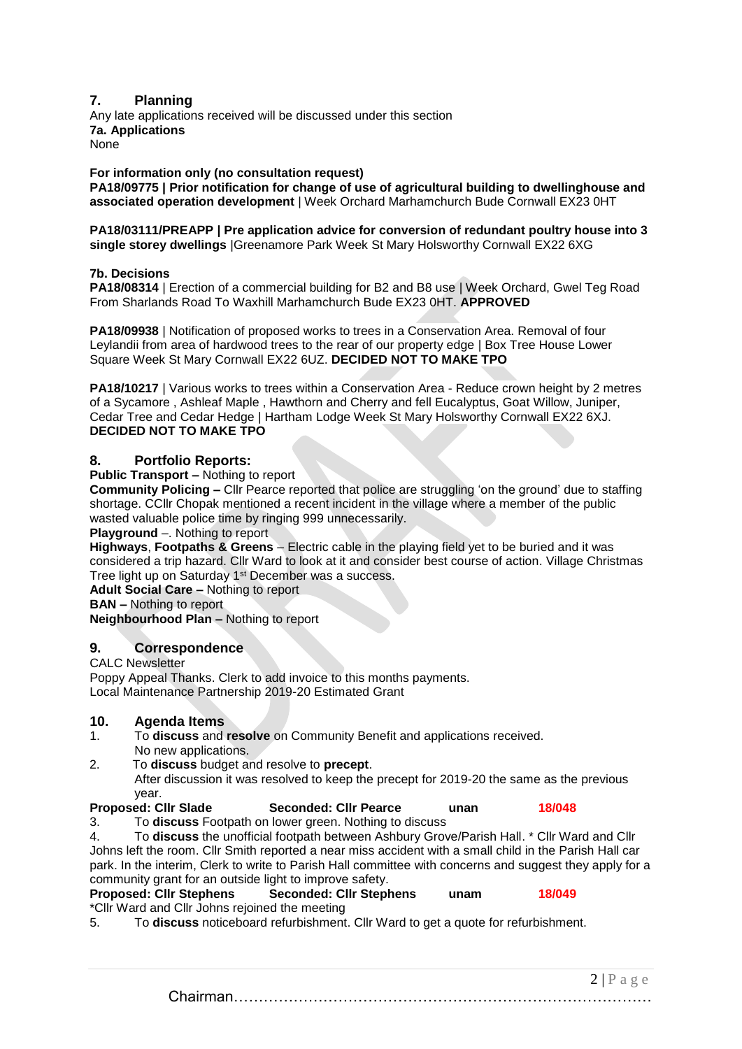## 7. Planning

Any late applications received will be discussed under this section

**7a. Applications**

None

**For information only (no consultation request)**

**PA18/09775 | Prior notification for change of use of agricultural building to dwellinghouse and associated operation development** | Week Orchard Marhamchurch Bude Cornwall EX23 0HT

**PA18/03111/PREAPP | Pre application advice for conversion of redundant poultry house into 3 single storey dwellings** |Greenamore Park Week St Mary Holsworthy Cornwall EX22 6XG

**7b. Decisions**

**PA18/08314** | Erection of a commercial building for B2 and B8 use | Week Orchard, Gwel Teg Road From Sharlands Road To Waxhill Marhamchurch Bude EX23 0HT. **APPROVED**

**PA18/09938** | Notification of proposed works to trees in a Conservation Area. Removal of four Leylandii from area of hardwood trees to the rear of our property edge | Box Tree House Lower Square Week St Mary Cornwall EX22 6UZ. **DECIDED NOT TO MAKE TPO**

**PA18/10217** | Various works to trees within a Conservation Area - Reduce crown height by 2 metres of a Sycamore , Ashleaf Maple , Hawthorn and Cherry and fell Eucalyptus, Goat Willow, Juniper, Cedar Tree and Cedar Hedge | Hartham Lodge Week St Mary Holsworthy Cornwall EX22 6XJ. **DECIDED NOT TO MAKE TPO**

## 8. Portfolio Reports:

**Public Transport –** Nothing to report

**Community Policing –** Cllr Pearce reported that police are struggling 'on the ground' due to staffing shortage. CCllr Chopak mentioned a recent incident in the village where a member of the public wasted valuable police time by ringing 999 unnecessarily.

**Playground** –. Nothing to report

**Highways**, **Footpaths & Greens** – Electric cable in the playing field yet to be buried and it was considered a trip hazard. Cllr Ward to look at it and consider best course of action. Village Christmas Tree light up on Saturday 1st December was a success.

**Adult Social Care –** Nothing to report

**BAN –** Nothing to report

**Neighbourhood Plan –** Nothing to report

## 9. Correspondence

CALC Newsletter

Poppy Appeal Thanks. Clerk to add invoice to this months payments.

Local Maintenance Partnership 2019-20 Estimated Grant

## 10. Agenda Items

1. To **discuss** and **resolve** on Community Benefit and applications received.
   No new applications.
2. To **discuss** budget and resolve to **precept**.
   After discussion it was resolved to keep the precept for 2019-20 the same as the previous year.

**Proposed: Cllr Slade** **Seconded: Cllr Pearce** **unan** **18/048**

3. To **discuss** Footpath on lower green. Nothing to discuss
4. To **discuss** the unofficial footpath between Ashbury Grove/Parish Hall. * Cllr Ward and Cllr Johns left the room. Cllr Smith reported a near miss accident with a small child in the Parish Hall car park. In the interim, Clerk to write to Parish Hall committee with concerns and suggest they apply for a community grant for an outside light to improve safety.

**Proposed: Cllr Stephens** **Seconded: Cllr Stephens** **unam** **18/049**

*Cllr Ward and Cllr Johns rejoined the meeting

5. To **discuss** noticeboard refurbishment. Cllr Ward to get a quote for refurbishment.

Chairman…………………………………………………………………………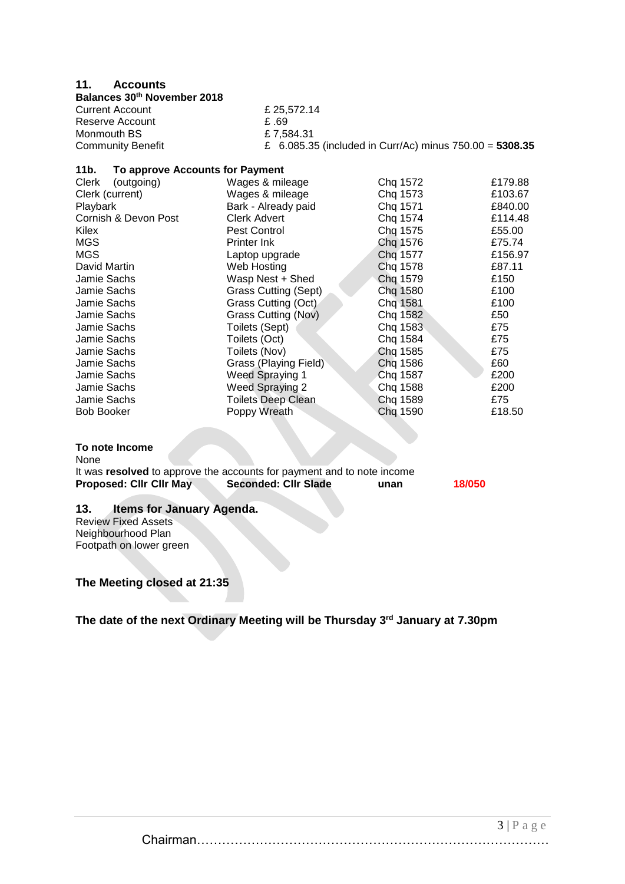## 11. Accounts

**Balances 30th November 2018**

| | |
|---|---|
| Current Account | £ 25,572.14 |
| Reserve Account | £ .69 |
| Monmouth BS | £ 7,584.31 |
| Community Benefit | £ 6.085.35 (included in Curr/Ac) minus 750.00 = **5308.35** |

### 11b. To approve Accounts for Payment

| | | | |
|---|---|---|---|
| Clerk (outgoing) | Wages & mileage | Chq 1572 | £179.88 |
| Clerk (current) | Wages & mileage | Chq 1573 | £103.67 |
| Playbark | Bark - Already paid | Chq 1571 | £840.00 |
| Cornish & Devon Post | Clerk Advert | Chq 1574 | £114.48 |
| Kilex | Pest Control | Chq 1575 | £55.00 |
| MGS | Printer Ink | Chq 1576 | £75.74 |
| MGS | Laptop upgrade | Chq 1577 | £156.97 |
| David Martin | Web Hosting | Chq 1578 | £87.11 |
| Jamie Sachs | Wasp Nest + Shed | Chq 1579 | £150 |
| Jamie Sachs | Grass Cutting (Sept) | Chq 1580 | £100 |
| Jamie Sachs | Grass Cutting (Oct) | Chq 1581 | £100 |
| Jamie Sachs | Grass Cutting (Nov) | Chq 1582 | £50 |
| Jamie Sachs | Toilets (Sept) | Chq 1583 | £75 |
| Jamie Sachs | Toilets (Oct) | Chq 1584 | £75 |
| Jamie Sachs | Toilets (Nov) | Chq 1585 | £75 |
| Jamie Sachs | Grass (Playing Field) | Chq 1586 | £60 |
| Jamie Sachs | Weed Spraying 1 | Chq 1587 | £200 |
| Jamie Sachs | Weed Spraying 2 | Chq 1588 | £200 |
| Jamie Sachs | Toilets Deep Clean | Chq 1589 | £75 |
| Bob Booker | Poppy Wreath | Chq 1590 | £18.50 |

**To note Income**

None

It was **resolved** to approve the accounts for payment and to note income

**Proposed: Cllr Cllr May** **Seconded: Cllr Slade** **unan** **18/050**

## 13. Items for January Agenda.

Review Fixed Assets

Neighbourhood Plan

Footpath on lower green

**The Meeting closed at 21:35**

**The date of the next Ordinary Meeting will be Thursday 3rd January at 7.30pm**

Chairman……………………………………………………………………